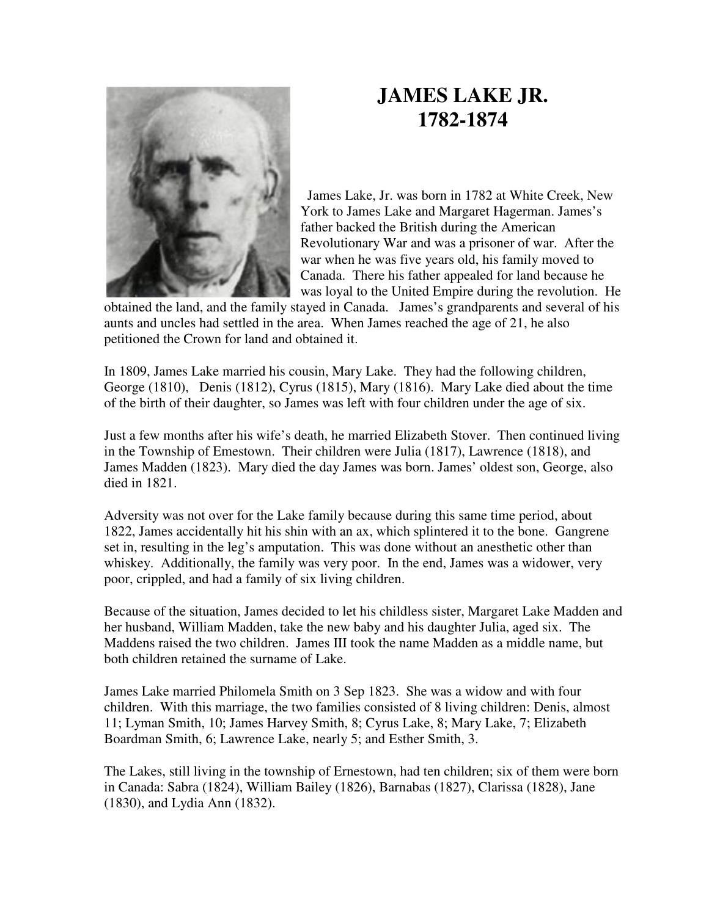# JAMES LAKE JR.
# 1782-1874

James Lake, Jr. was born in 1782 at White Creek, New York to James Lake and Margaret Hagerman. James's father backed the British during the American Revolutionary War and was a prisoner of war. After the war when he was five years old, his family moved to Canada. There his father appealed for land because he was loyal to the United Empire during the revolution. He obtained the land, and the family stayed in Canada. James's grandparents and several of his aunts and uncles had settled in the area. When James reached the age of 21, he also petitioned the Crown for land and obtained it.

In 1809, James Lake married his cousin, Mary Lake. They had the following children, George (1810), Denis (1812), Cyrus (1815), Mary (1816). Mary Lake died about the time of the birth of their daughter, so James was left with four children under the age of six.

Just a few months after his wife's death, he married Elizabeth Stover. Then continued living in the Township of Emestown. Their children were Julia (1817), Lawrence (1818), and James Madden (1823). Mary died the day James was born. James' oldest son, George, also died in 1821.

Adversity was not over for the Lake family because during this same time period, about 1822, James accidentally hit his shin with an ax, which splintered it to the bone. Gangrene set in, resulting in the leg's amputation. This was done without an anesthetic other than whiskey. Additionally, the family was very poor. In the end, James was a widower, very poor, crippled, and had a family of six living children.

Because of the situation, James decided to let his childless sister, Margaret Lake Madden and her husband, William Madden, take the new baby and his daughter Julia, aged six. The Maddens raised the two children. James III took the name Madden as a middle name, but both children retained the surname of Lake.

James Lake married Philomela Smith on 3 Sep 1823. She was a widow and with four children. With this marriage, the two families consisted of 8 living children: Denis, almost 11; Lyman Smith, 10; James Harvey Smith, 8; Cyrus Lake, 8; Mary Lake, 7; Elizabeth Boardman Smith, 6; Lawrence Lake, nearly 5; and Esther Smith, 3.

The Lakes, still living in the township of Ernestown, had ten children; six of them were born in Canada: Sabra (1824), William Bailey (1826), Barnabas (1827), Clarissa (1828), Jane (1830), and Lydia Ann (1832).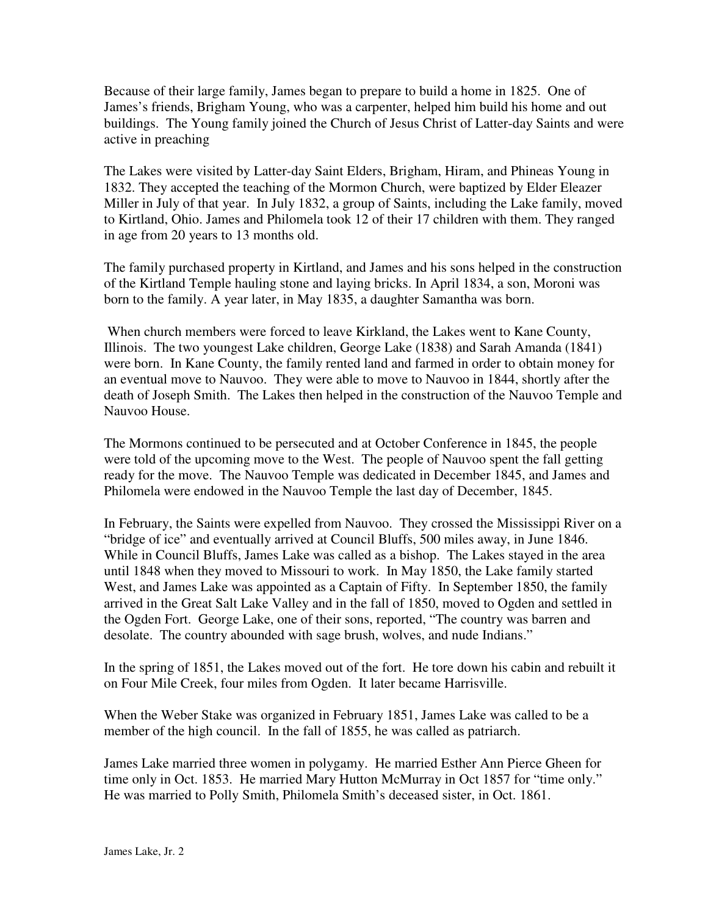Because of their large family, James began to prepare to build a home in 1825. One of James's friends, Brigham Young, who was a carpenter, helped him build his home and out buildings. The Young family joined the Church of Jesus Christ of Latter-day Saints and were active in preaching

The Lakes were visited by Latter-day Saint Elders, Brigham, Hiram, and Phineas Young in 1832. They accepted the teaching of the Mormon Church, were baptized by Elder Eleazer Miller in July of that year. In July 1832, a group of Saints, including the Lake family, moved to Kirtland, Ohio. James and Philomela took 12 of their 17 children with them. They ranged in age from 20 years to 13 months old.

The family purchased property in Kirtland, and James and his sons helped in the construction of the Kirtland Temple hauling stone and laying bricks. In April 1834, a son, Moroni was born to the family. A year later, in May 1835, a daughter Samantha was born.

When church members were forced to leave Kirkland, the Lakes went to Kane County, Illinois. The two youngest Lake children, George Lake (1838) and Sarah Amanda (1841) were born. In Kane County, the family rented land and farmed in order to obtain money for an eventual move to Nauvoo. They were able to move to Nauvoo in 1844, shortly after the death of Joseph Smith. The Lakes then helped in the construction of the Nauvoo Temple and Nauvoo House.

The Mormons continued to be persecuted and at October Conference in 1845, the people were told of the upcoming move to the West. The people of Nauvoo spent the fall getting ready for the move. The Nauvoo Temple was dedicated in December 1845, and James and Philomela were endowed in the Nauvoo Temple the last day of December, 1845.

In February, the Saints were expelled from Nauvoo. They crossed the Mississippi River on a "bridge of ice" and eventually arrived at Council Bluffs, 500 miles away, in June 1846. While in Council Bluffs, James Lake was called as a bishop. The Lakes stayed in the area until 1848 when they moved to Missouri to work. In May 1850, the Lake family started West, and James Lake was appointed as a Captain of Fifty. In September 1850, the family arrived in the Great Salt Lake Valley and in the fall of 1850, moved to Ogden and settled in the Ogden Fort. George Lake, one of their sons, reported, "The country was barren and desolate. The country abounded with sage brush, wolves, and nude Indians."

In the spring of 1851, the Lakes moved out of the fort. He tore down his cabin and rebuilt it on Four Mile Creek, four miles from Ogden. It later became Harrisville.

When the Weber Stake was organized in February 1851, James Lake was called to be a member of the high council. In the fall of 1855, he was called as patriarch.

James Lake married three women in polygamy. He married Esther Ann Pierce Gheen for time only in Oct. 1853. He married Mary Hutton McMurray in Oct 1857 for "time only." He was married to Polly Smith, Philomela Smith's deceased sister, in Oct. 1861.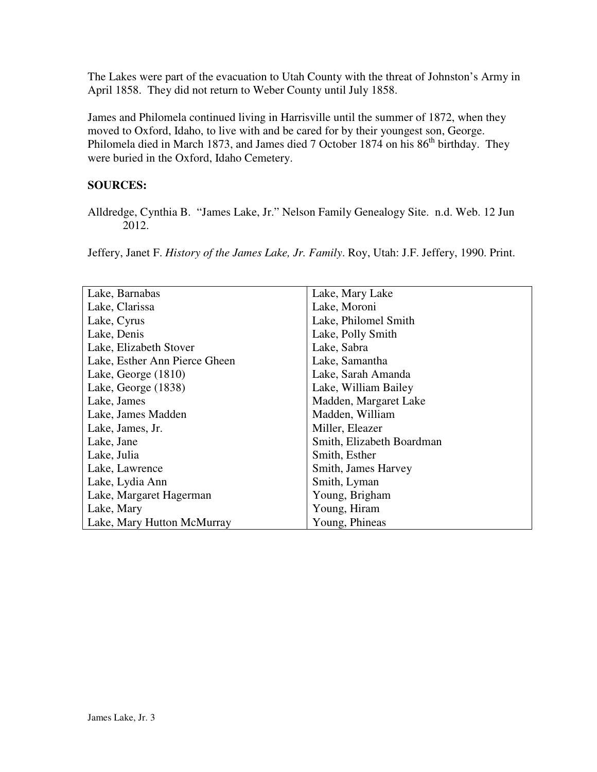The Lakes were part of the evacuation to Utah County with the threat of Johnston's Army in April 1858. They did not return to Weber County until July 1858.

James and Philomela continued living in Harrisville until the summer of 1872, when they moved to Oxford, Idaho, to live with and be cared for by their youngest son, George. Philomela died in March 1873, and James died 7 October 1874 on his 86th birthday. They were buried in the Oxford, Idaho Cemetery.

**SOURCES:**

Alldredge, Cynthia B. "James Lake, Jr." Nelson Family Genealogy Site. n.d. Web. 12 Jun 2012.

Jeffery, Janet F. *History of the James Lake, Jr. Family*. Roy, Utah: J.F. Jeffery, 1990. Print.

| | |
|---|---|
| Lake, Barnabas | Lake, Mary Lake |
| Lake, Clarissa | Lake, Moroni |
| Lake, Cyrus | Lake, Philomel Smith |
| Lake, Denis | Lake, Polly Smith |
| Lake, Elizabeth Stover | Lake, Sabra |
| Lake, Esther Ann Pierce Gheen | Lake, Samantha |
| Lake, George (1810) | Lake, Sarah Amanda |
| Lake, George (1838) | Lake, William Bailey |
| Lake, James | Madden, Margaret Lake |
| Lake, James Madden | Madden, William |
| Lake, James, Jr. | Miller, Eleazer |
| Lake, Jane | Smith, Elizabeth Boardman |
| Lake, Julia | Smith, Esther |
| Lake, Lawrence | Smith, James Harvey |
| Lake, Lydia Ann | Smith, Lyman |
| Lake, Margaret Hagerman | Young, Brigham |
| Lake, Mary | Young, Hiram |
| Lake, Mary Hutton McMurray | Young, Phineas |